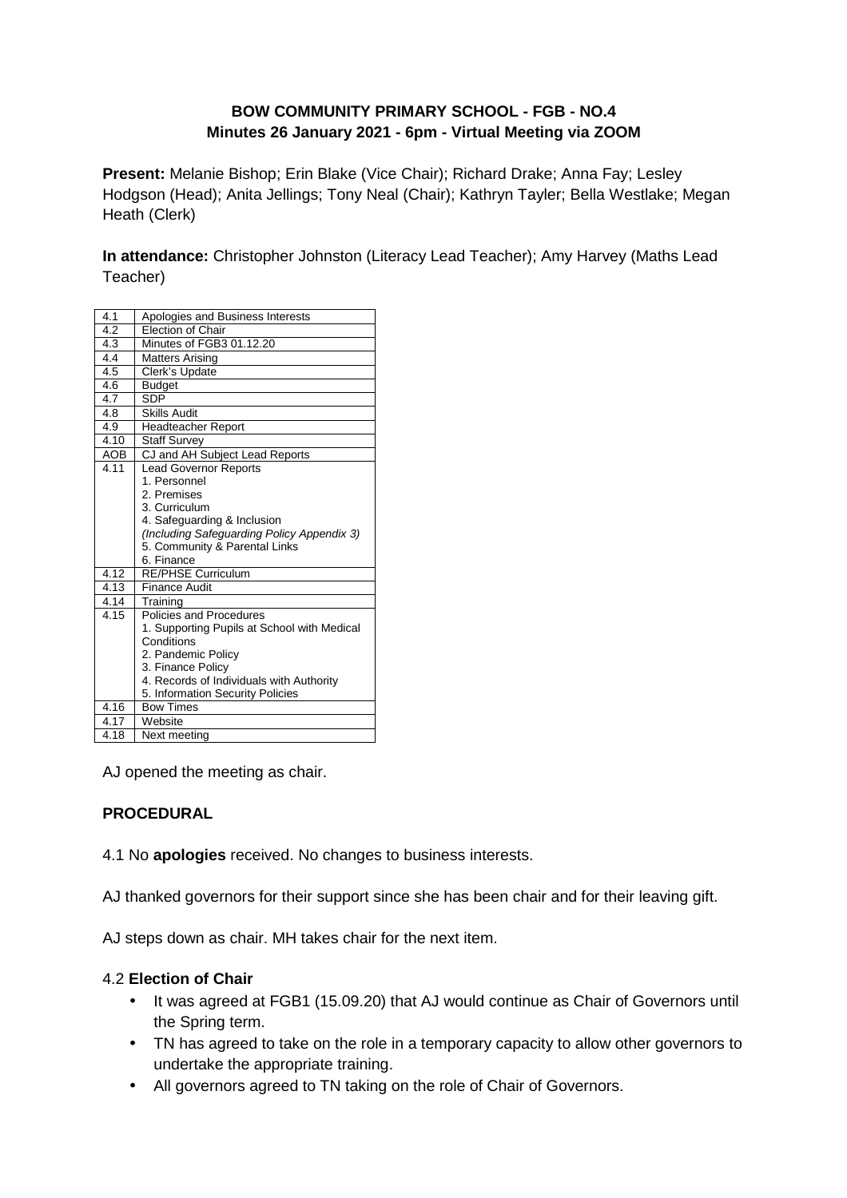**BOW COMMUNITY PRIMARY SCHOOL - FGB - NO.4**
**Minutes 26 January 2021 - 6pm - Virtual Meeting via ZOOM**

**Present:** Melanie Bishop; Erin Blake (Vice Chair); Richard Drake; Anna Fay; Lesley Hodgson (Head); Anita Jellings; Tony Neal (Chair); Kathryn Tayler; Bella Westlake; Megan Heath (Clerk)

**In attendance:** Christopher Johnston (Literacy Lead Teacher); Amy Harvey (Maths Lead Teacher)

| | |
|---|---|
| 4.1 | Apologies and Business Interests |
| 4.2 | Election of Chair |
| 4.3 | Minutes of FGB3 01.12.20 |
| 4.4 | Matters Arising |
| 4.5 | Clerk's Update |
| 4.6 | Budget |
| 4.7 | SDP |
| 4.8 | Skills Audit |
| 4.9 | Headteacher Report |
| 4.10 | Staff Survey |
| AOB | CJ and AH Subject Lead Reports |
| 4.11 | Lead Governor Reports<br>1. Personnel<br>2. Premises<br>3. Curriculum<br>4. Safeguarding & Inclusion<br>*(Including Safeguarding Policy Appendix 3)*<br>5. Community & Parental Links<br>6. Finance |
| 4.12 | RE/PHSE Curriculum |
| 4.13 | Finance Audit |
| 4.14 | Training |
| 4.15 | Policies and Procedures<br>1. Supporting Pupils at School with Medical Conditions<br>2. Pandemic Policy<br>3. Finance Policy<br>4. Records of Individuals with Authority<br>5. Information Security Policies |
| 4.16 | Bow Times |
| 4.17 | Website |
| 4.18 | Next meeting |

AJ opened the meeting as chair.

**PROCEDURAL**

4.1 No **apologies** received. No changes to business interests.

AJ thanked governors for their support since she has been chair and for their leaving gift.

AJ steps down as chair. MH takes chair for the next item.

4.2 **Election of Chair**

- It was agreed at FGB1 (15.09.20) that AJ would continue as Chair of Governors until the Spring term.
- TN has agreed to take on the role in a temporary capacity to allow other governors to undertake the appropriate training.
- All governors agreed to TN taking on the role of Chair of Governors.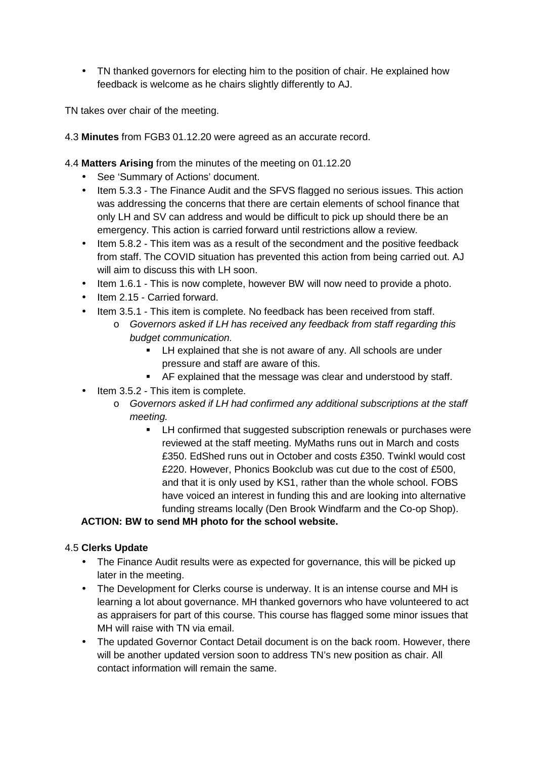- TN thanked governors for electing him to the position of chair. He explained how feedback is welcome as he chairs slightly differently to AJ.

TN takes over chair of the meeting.

4.3 **Minutes** from FGB3 01.12.20 were agreed as an accurate record.

4.4 **Matters Arising** from the minutes of the meeting on 01.12.20

- See 'Summary of Actions' document.
- Item 5.3.3 - The Finance Audit and the SFVS flagged no serious issues. This action was addressing the concerns that there are certain elements of school finance that only LH and SV can address and would be difficult to pick up should there be an emergency. This action is carried forward until restrictions allow a review.
- Item 5.8.2 - This item was as a result of the secondment and the positive feedback from staff. The COVID situation has prevented this action from being carried out. AJ will aim to discuss this with LH soon.
- Item 1.6.1 - This is now complete, however BW will now need to provide a photo.
- Item 2.15 - Carried forward.
- Item 3.5.1 - This item is complete. No feedback has been received from staff.
  - *Governors asked if LH has received any feedback from staff regarding this budget communication.*
    - LH explained that she is not aware of any. All schools are under pressure and staff are aware of this.
    - AF explained that the message was clear and understood by staff.
- Item 3.5.2 - This item is complete.
  - *Governors asked if LH had confirmed any additional subscriptions at the staff meeting.*
    - LH confirmed that suggested subscription renewals or purchases were reviewed at the staff meeting. MyMaths runs out in March and costs £350. EdShed runs out in October and costs £350. Twinkl would cost £220. However, Phonics Bookclub was cut due to the cost of £500, and that it is only used by KS1, rather than the whole school. FOBS have voiced an interest in funding this and are looking into alternative funding streams locally (Den Brook Windfarm and the Co-op Shop).

**ACTION: BW to send MH photo for the school website.**

4.5 **Clerks Update**

- The Finance Audit results were as expected for governance, this will be picked up later in the meeting.
- The Development for Clerks course is underway. It is an intense course and MH is learning a lot about governance. MH thanked governors who have volunteered to act as appraisers for part of this course. This course has flagged some minor issues that MH will raise with TN via email.
- The updated Governor Contact Detail document is on the back room. However, there will be another updated version soon to address TN's new position as chair. All contact information will remain the same.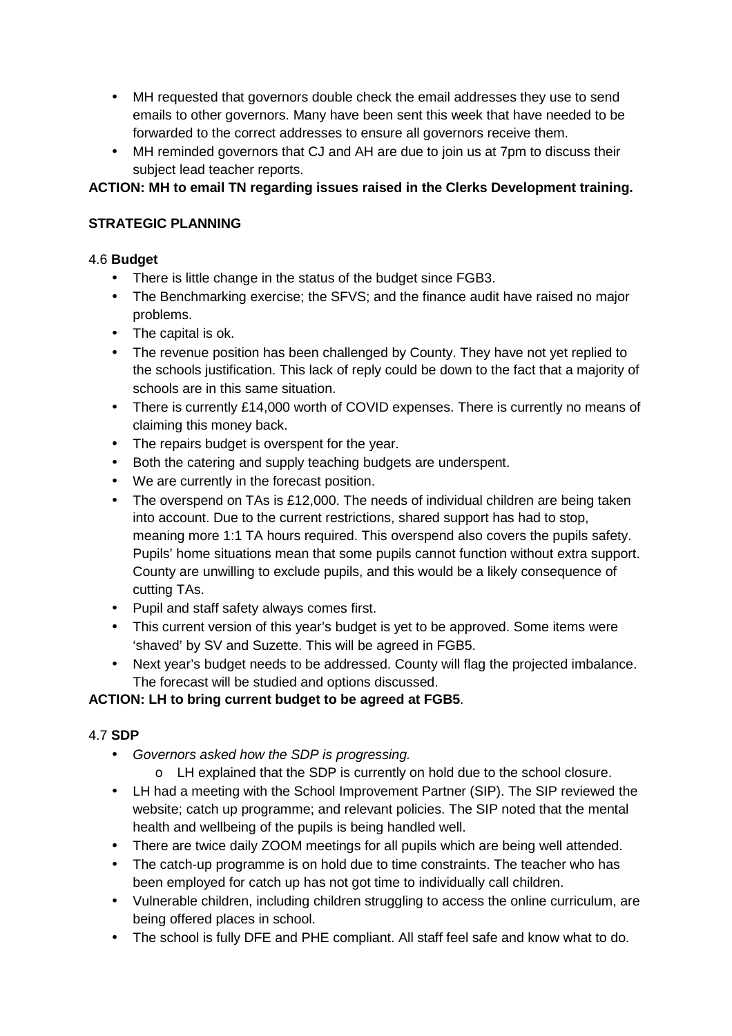- MH requested that governors double check the email addresses they use to send emails to other governors. Many have been sent this week that have needed to be forwarded to the correct addresses to ensure all governors receive them.
- MH reminded governors that CJ and AH are due to join us at 7pm to discuss their subject lead teacher reports.

**ACTION: MH to email TN regarding issues raised in the Clerks Development training.**

**STRATEGIC PLANNING**

4.6 **Budget**

- There is little change in the status of the budget since FGB3.
- The Benchmarking exercise; the SFVS; and the finance audit have raised no major problems.
- The capital is ok.
- The revenue position has been challenged by County. They have not yet replied to the schools justification. This lack of reply could be down to the fact that a majority of schools are in this same situation.
- There is currently £14,000 worth of COVID expenses. There is currently no means of claiming this money back.
- The repairs budget is overspent for the year.
- Both the catering and supply teaching budgets are underspent.
- We are currently in the forecast position.
- The overspend on TAs is £12,000. The needs of individual children are being taken into account. Due to the current restrictions, shared support has had to stop, meaning more 1:1 TA hours required. This overspend also covers the pupils safety. Pupils' home situations mean that some pupils cannot function without extra support. County are unwilling to exclude pupils, and this would be a likely consequence of cutting TAs.
- Pupil and staff safety always comes first.
- This current version of this year's budget is yet to be approved. Some items were 'shaved' by SV and Suzette. This will be agreed in FGB5.
- Next year's budget needs to be addressed. County will flag the projected imbalance. The forecast will be studied and options discussed.

**ACTION: LH to bring current budget to be agreed at FGB5**.

4.7 **SDP**

- *Governors asked how the SDP is progressing.*
  - LH explained that the SDP is currently on hold due to the school closure.
- LH had a meeting with the School Improvement Partner (SIP). The SIP reviewed the website; catch up programme; and relevant policies. The SIP noted that the mental health and wellbeing of the pupils is being handled well.
- There are twice daily ZOOM meetings for all pupils which are being well attended.
- The catch-up programme is on hold due to time constraints. The teacher who has been employed for catch up has not got time to individually call children.
- Vulnerable children, including children struggling to access the online curriculum, are being offered places in school.
- The school is fully DFE and PHE compliant. All staff feel safe and know what to do.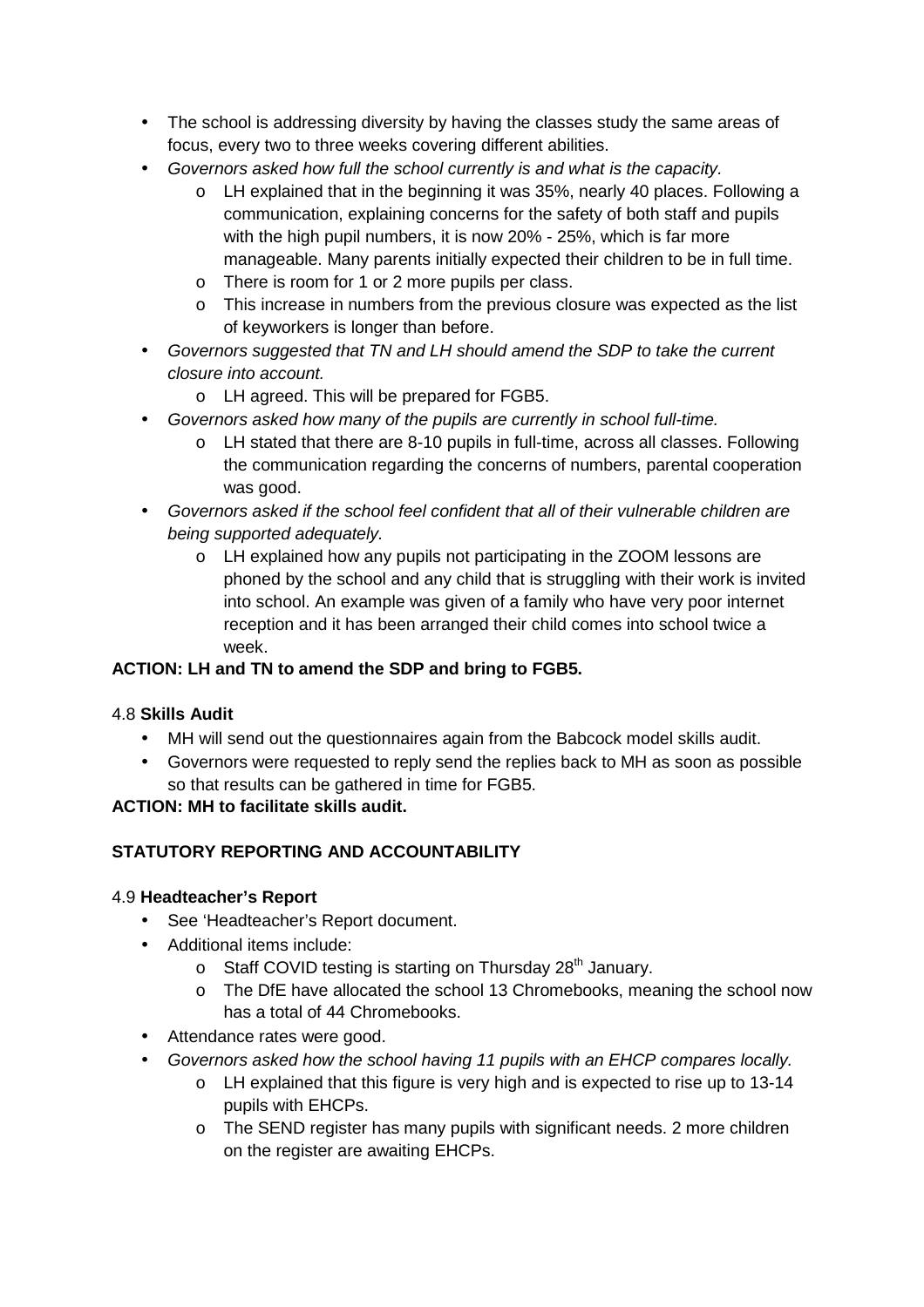- The school is addressing diversity by having the classes study the same areas of focus, every two to three weeks covering different abilities.
- *Governors asked how full the school currently is and what is the capacity.*
    - LH explained that in the beginning it was 35%, nearly 40 places. Following a communication, explaining concerns for the safety of both staff and pupils with the high pupil numbers, it is now 20% - 25%, which is far more manageable. Many parents initially expected their children to be in full time.
    - There is room for 1 or 2 more pupils per class.
    - This increase in numbers from the previous closure was expected as the list of keyworkers is longer than before.
- *Governors suggested that TN and LH should amend the SDP to take the current closure into account.*
    - LH agreed. This will be prepared for FGB5.
- *Governors asked how many of the pupils are currently in school full-time.*
    - LH stated that there are 8-10 pupils in full-time, across all classes. Following the communication regarding the concerns of numbers, parental cooperation was good.
- *Governors asked if the school feel confident that all of their vulnerable children are being supported adequately.*
    - LH explained how any pupils not participating in the ZOOM lessons are phoned by the school and any child that is struggling with their work is invited into school. An example was given of a family who have very poor internet reception and it has been arranged their child comes into school twice a week.

**ACTION: LH and TN to amend the SDP and bring to FGB5.**

4.8 **Skills Audit**

- MH will send out the questionnaires again from the Babcock model skills audit.
- Governors were requested to reply send the replies back to MH as soon as possible so that results can be gathered in time for FGB5.

**ACTION: MH to facilitate skills audit.**

**STATUTORY REPORTING AND ACCOUNTABILITY**

4.9 **Headteacher's Report**

- See 'Headteacher's Report document.
- Additional items include:
    - Staff COVID testing is starting on Thursday 28th January.
    - The DfE have allocated the school 13 Chromebooks, meaning the school now has a total of 44 Chromebooks.
- Attendance rates were good.
- *Governors asked how the school having 11 pupils with an EHCP compares locally.*
    - LH explained that this figure is very high and is expected to rise up to 13-14 pupils with EHCPs.
    - The SEND register has many pupils with significant needs. 2 more children on the register are awaiting EHCPs.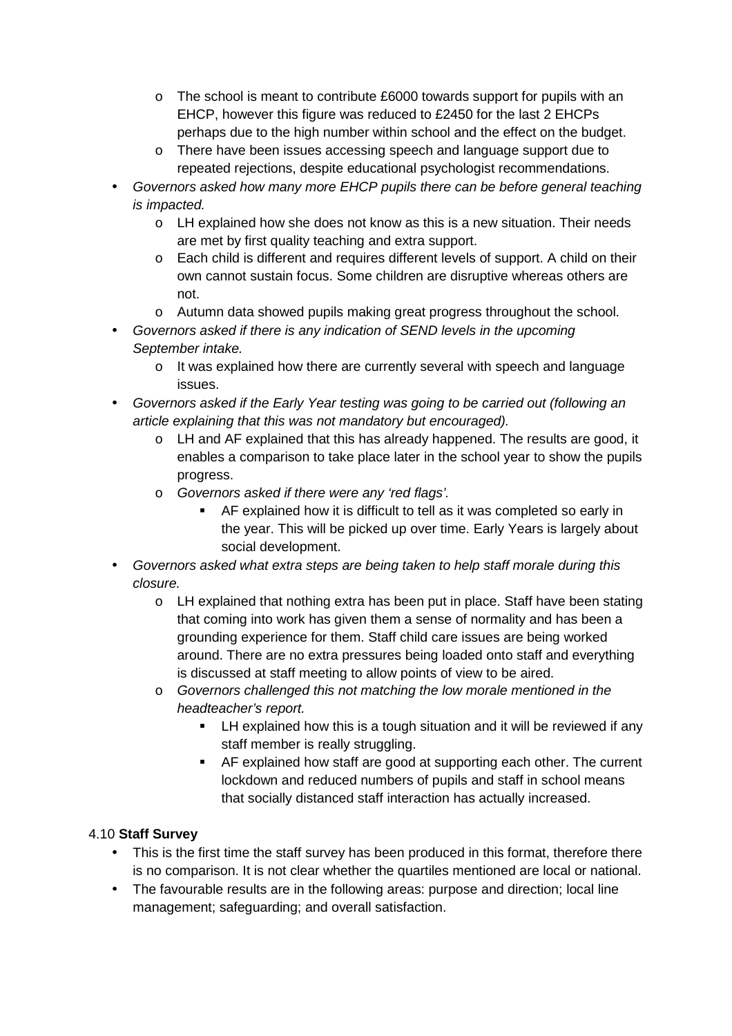- The school is meant to contribute £6000 towards support for pupils with an EHCP, however this figure was reduced to £2450 for the last 2 EHCPs perhaps due to the high number within school and the effect on the budget.
  - There have been issues accessing speech and language support due to repeated rejections, despite educational psychologist recommendations.
- *Governors asked how many more EHCP pupils there can be before general teaching is impacted.*
  - LH explained how she does not know as this is a new situation. Their needs are met by first quality teaching and extra support.
  - Each child is different and requires different levels of support. A child on their own cannot sustain focus. Some children are disruptive whereas others are not.
  - Autumn data showed pupils making great progress throughout the school.
- *Governors asked if there is any indication of SEND levels in the upcoming September intake.*
  - It was explained how there are currently several with speech and language issues.
- *Governors asked if the Early Year testing was going to be carried out (following an article explaining that this was not mandatory but encouraged).*
  - LH and AF explained that this has already happened. The results are good, it enables a comparison to take place later in the school year to show the pupils progress.
  - *Governors asked if there were any 'red flags'.*
    - AF explained how it is difficult to tell as it was completed so early in the year. This will be picked up over time. Early Years is largely about social development.
- *Governors asked what extra steps are being taken to help staff morale during this closure.*
  - LH explained that nothing extra has been put in place. Staff have been stating that coming into work has given them a sense of normality and has been a grounding experience for them. Staff child care issues are being worked around. There are no extra pressures being loaded onto staff and everything is discussed at staff meeting to allow points of view to be aired.
  - *Governors challenged this not matching the low morale mentioned in the headteacher's report.*
    - LH explained how this is a tough situation and it will be reviewed if any staff member is really struggling.
    - AF explained how staff are good at supporting each other. The current lockdown and reduced numbers of pupils and staff in school means that socially distanced staff interaction has actually increased.

4.10 **Staff Survey**

- This is the first time the staff survey has been produced in this format, therefore there is no comparison. It is not clear whether the quartiles mentioned are local or national.
- The favourable results are in the following areas: purpose and direction; local line management; safeguarding; and overall satisfaction.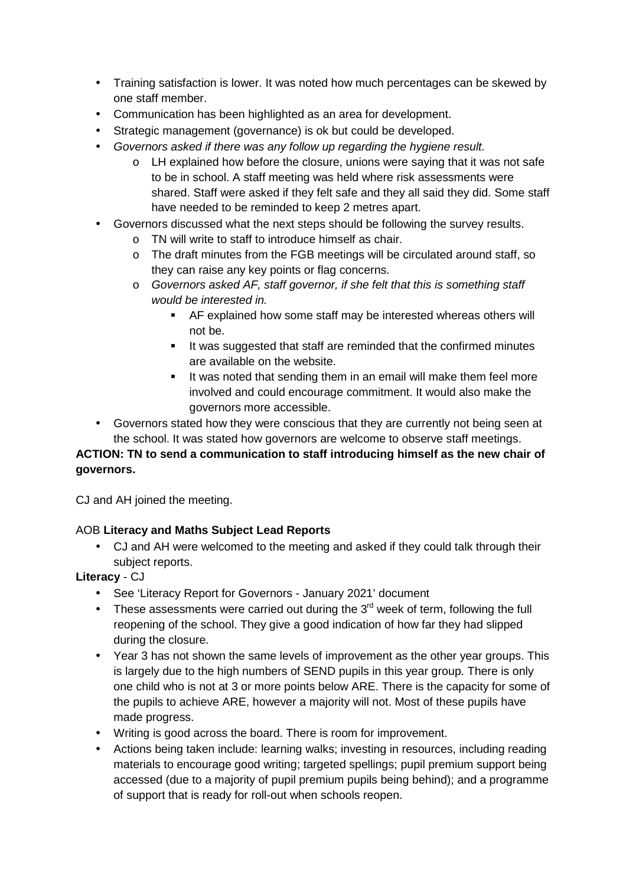- Training satisfaction is lower. It was noted how much percentages can be skewed by one staff member.
- Communication has been highlighted as an area for development.
- Strategic management (governance) is ok but could be developed.
- *Governors asked if there was any follow up regarding the hygiene result.*
    - LH explained how before the closure, unions were saying that it was not safe to be in school. A staff meeting was held where risk assessments were shared. Staff were asked if they felt safe and they all said they did. Some staff have needed to be reminded to keep 2 metres apart.
- Governors discussed what the next steps should be following the survey results.
    - TN will write to staff to introduce himself as chair.
    - The draft minutes from the FGB meetings will be circulated around staff, so they can raise any key points or flag concerns.
    - *Governors asked AF, staff governor, if she felt that this is something staff would be interested in.*
        - AF explained how some staff may be interested whereas others will not be.
        - It was suggested that staff are reminded that the confirmed minutes are available on the website.
        - It was noted that sending them in an email will make them feel more involved and could encourage commitment. It would also make the governors more accessible.
- Governors stated how they were conscious that they are currently not being seen at the school. It was stated how governors are welcome to observe staff meetings.

**ACTION: TN to send a communication to staff introducing himself as the new chair of governors.**

CJ and AH joined the meeting.

AOB **Literacy and Maths Subject Lead Reports**

- CJ and AH were welcomed to the meeting and asked if they could talk through their subject reports.

**Literacy** - CJ

- See 'Literacy Report for Governors - January 2021' document
- These assessments were carried out during the 3rd week of term, following the full reopening of the school. They give a good indication of how far they had slipped during the closure.
- Year 3 has not shown the same levels of improvement as the other year groups. This is largely due to the high numbers of SEND pupils in this year group. There is only one child who is not at 3 or more points below ARE. There is the capacity for some of the pupils to achieve ARE, however a majority will not. Most of these pupils have made progress.
- Writing is good across the board. There is room for improvement.
- Actions being taken include: learning walks; investing in resources, including reading materials to encourage good writing; targeted spellings; pupil premium support being accessed (due to a majority of pupil premium pupils being behind); and a programme of support that is ready for roll-out when schools reopen.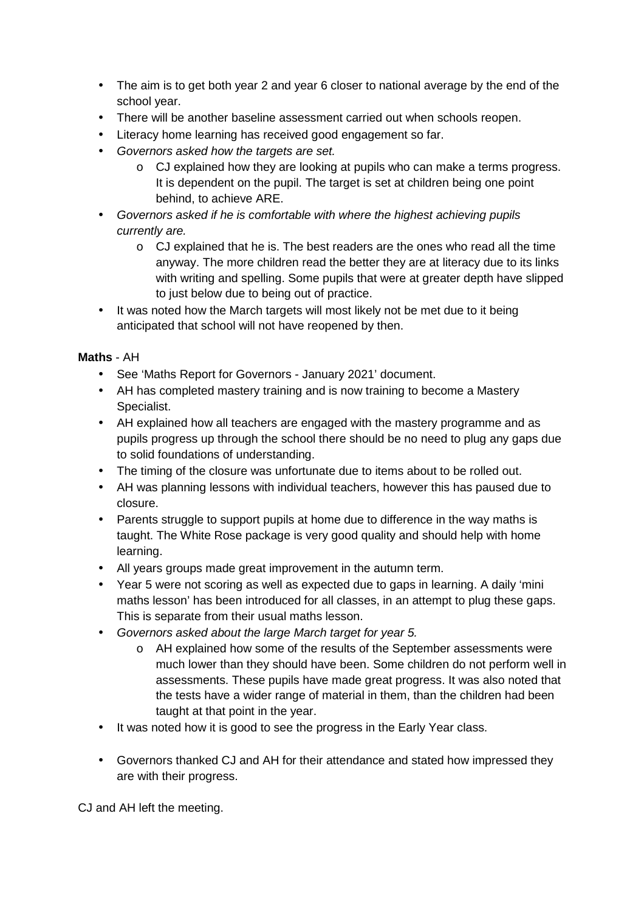- The aim is to get both year 2 and year 6 closer to national average by the end of the school year.
- There will be another baseline assessment carried out when schools reopen.
- Literacy home learning has received good engagement so far.
- *Governors asked how the targets are set.*
    - CJ explained how they are looking at pupils who can make a terms progress. It is dependent on the pupil. The target is set at children being one point behind, to achieve ARE.
- *Governors asked if he is comfortable with where the highest achieving pupils currently are.*
    - CJ explained that he is. The best readers are the ones who read all the time anyway. The more children read the better they are at literacy due to its links with writing and spelling. Some pupils that were at greater depth have slipped to just below due to being out of practice.
- It was noted how the March targets will most likely not be met due to it being anticipated that school will not have reopened by then.

**Maths** - AH

- See 'Maths Report for Governors - January 2021' document.
- AH has completed mastery training and is now training to become a Mastery Specialist.
- AH explained how all teachers are engaged with the mastery programme and as pupils progress up through the school there should be no need to plug any gaps due to solid foundations of understanding.
- The timing of the closure was unfortunate due to items about to be rolled out.
- AH was planning lessons with individual teachers, however this has paused due to closure.
- Parents struggle to support pupils at home due to difference in the way maths is taught. The White Rose package is very good quality and should help with home learning.
- All years groups made great improvement in the autumn term.
- Year 5 were not scoring as well as expected due to gaps in learning. A daily 'mini maths lesson' has been introduced for all classes, in an attempt to plug these gaps. This is separate from their usual maths lesson.
- *Governors asked about the large March target for year 5.*
    - AH explained how some of the results of the September assessments were much lower than they should have been. Some children do not perform well in assessments. These pupils have made great progress. It was also noted that the tests have a wider range of material in them, than the children had been taught at that point in the year.
- It was noted how it is good to see the progress in the Early Year class.

- Governors thanked CJ and AH for their attendance and stated how impressed they are with their progress.

CJ and AH left the meeting.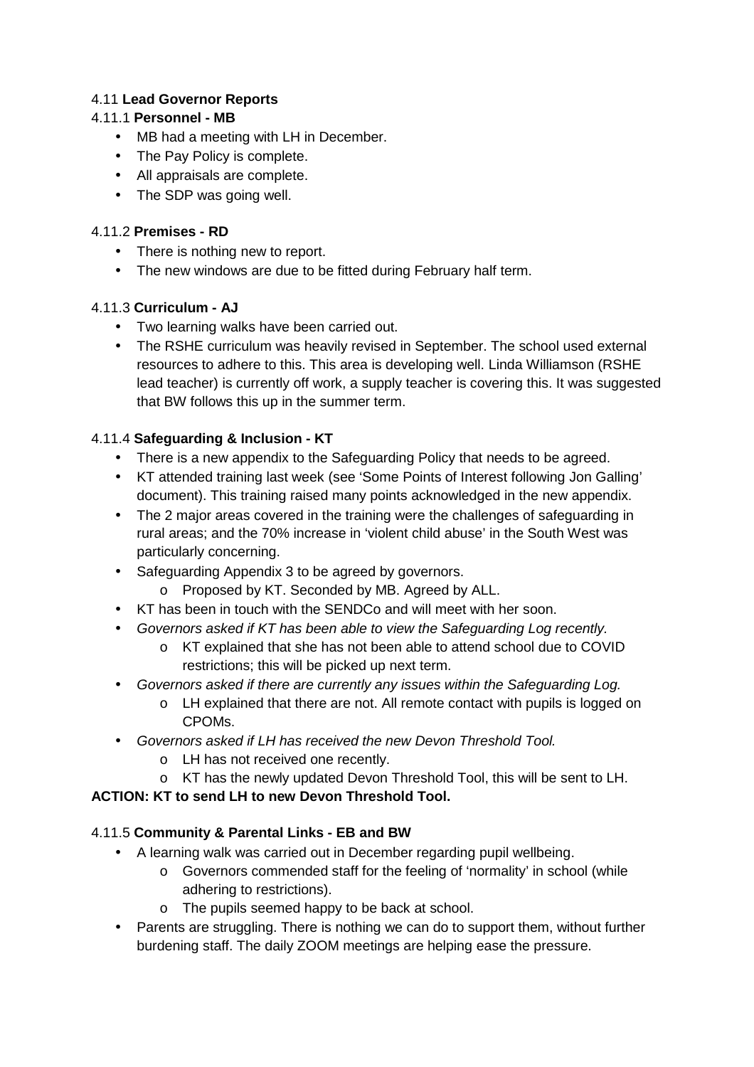4.11 **Lead Governor Reports**

4.11.1 **Personnel - MB**

- MB had a meeting with LH in December.
- The Pay Policy is complete.
- All appraisals are complete.
- The SDP was going well.

4.11.2 **Premises - RD**

- There is nothing new to report.
- The new windows are due to be fitted during February half term.

4.11.3 **Curriculum - AJ**

- Two learning walks have been carried out.
- The RSHE curriculum was heavily revised in September. The school used external resources to adhere to this. This area is developing well. Linda Williamson (RSHE lead teacher) is currently off work, a supply teacher is covering this. It was suggested that BW follows this up in the summer term.

4.11.4 **Safeguarding & Inclusion - KT**

- There is a new appendix to the Safeguarding Policy that needs to be agreed.
- KT attended training last week (see 'Some Points of Interest following Jon Galling' document). This training raised many points acknowledged in the new appendix.
- The 2 major areas covered in the training were the challenges of safeguarding in rural areas; and the 70% increase in 'violent child abuse' in the South West was particularly concerning.
- Safeguarding Appendix 3 to be agreed by governors.
  - Proposed by KT. Seconded by MB. Agreed by ALL.
- KT has been in touch with the SENDCo and will meet with her soon.
- *Governors asked if KT has been able to view the Safeguarding Log recently.*
  - KT explained that she has not been able to attend school due to COVID restrictions; this will be picked up next term.
- *Governors asked if there are currently any issues within the Safeguarding Log.*
  - LH explained that there are not. All remote contact with pupils is logged on CPOMs.
- *Governors asked if LH has received the new Devon Threshold Tool.*
  - LH has not received one recently.
  - KT has the newly updated Devon Threshold Tool, this will be sent to LH.

**ACTION: KT to send LH to new Devon Threshold Tool.**

4.11.5 **Community & Parental Links - EB and BW**

- A learning walk was carried out in December regarding pupil wellbeing.
  - Governors commended staff for the feeling of 'normality' in school (while adhering to restrictions).
  - The pupils seemed happy to be back at school.
- Parents are struggling. There is nothing we can do to support them, without further burdening staff. The daily ZOOM meetings are helping ease the pressure.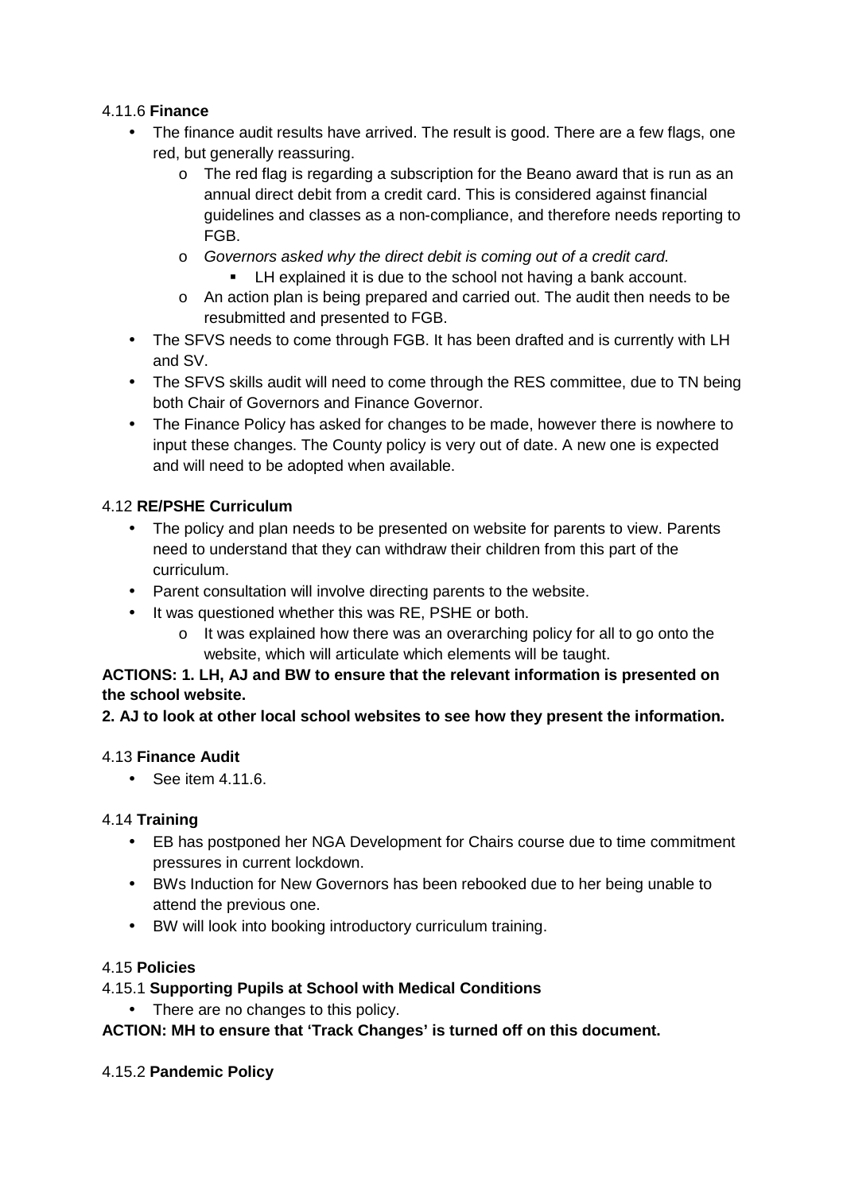4.11.6 **Finance**

- The finance audit results have arrived. The result is good. There are a few flags, one red, but generally reassuring.
    - The red flag is regarding a subscription for the Beano award that is run as an annual direct debit from a credit card. This is considered against financial guidelines and classes as a non-compliance, and therefore needs reporting to FGB.
    - *Governors asked why the direct debit is coming out of a credit card.*
        - LH explained it is due to the school not having a bank account.
    - An action plan is being prepared and carried out. The audit then needs to be resubmitted and presented to FGB.
- The SFVS needs to come through FGB. It has been drafted and is currently with LH and SV.
- The SFVS skills audit will need to come through the RES committee, due to TN being both Chair of Governors and Finance Governor.
- The Finance Policy has asked for changes to be made, however there is nowhere to input these changes. The County policy is very out of date. A new one is expected and will need to be adopted when available.

4.12 **RE/PSHE Curriculum**

- The policy and plan needs to be presented on website for parents to view. Parents need to understand that they can withdraw their children from this part of the curriculum.
- Parent consultation will involve directing parents to the website.
- It was questioned whether this was RE, PSHE or both.
    - It was explained how there was an overarching policy for all to go onto the website, which will articulate which elements will be taught.

**ACTIONS: 1. LH, AJ and BW to ensure that the relevant information is presented on the school website.**

**2. AJ to look at other local school websites to see how they present the information.**

4.13 **Finance Audit**

- See item 4.11.6.

4.14 **Training**

- EB has postponed her NGA Development for Chairs course due to time commitment pressures in current lockdown.
- BWs Induction for New Governors has been rebooked due to her being unable to attend the previous one.
- BW will look into booking introductory curriculum training.

4.15 **Policies**

4.15.1 **Supporting Pupils at School with Medical Conditions**

- There are no changes to this policy.

**ACTION: MH to ensure that 'Track Changes' is turned off on this document.**

4.15.2 **Pandemic Policy**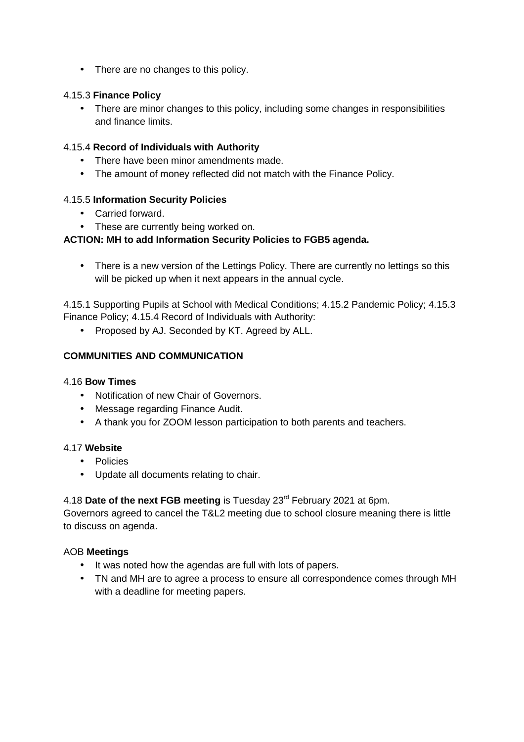- There are no changes to this policy.

4.15.3 **Finance Policy**

- There are minor changes to this policy, including some changes in responsibilities and finance limits.

4.15.4 **Record of Individuals with Authority**

- There have been minor amendments made.
- The amount of money reflected did not match with the Finance Policy.

4.15.5 **Information Security Policies**

- Carried forward.
- These are currently being worked on.

**ACTION: MH to add Information Security Policies to FGB5 agenda.**

- There is a new version of the Lettings Policy. There are currently no lettings so this will be picked up when it next appears in the annual cycle.

4.15.1 Supporting Pupils at School with Medical Conditions; 4.15.2 Pandemic Policy; 4.15.3 Finance Policy; 4.15.4 Record of Individuals with Authority:

- Proposed by AJ. Seconded by KT. Agreed by ALL.

**COMMUNITIES AND COMMUNICATION**

4.16 **Bow Times**

- Notification of new Chair of Governors.
- Message regarding Finance Audit.
- A thank you for ZOOM lesson participation to both parents and teachers.

4.17 **Website**

- Policies
- Update all documents relating to chair.

4.18 **Date of the next FGB meeting** is Tuesday 23rd February 2021 at 6pm.
Governors agreed to cancel the T&L2 meeting due to school closure meaning there is little to discuss on agenda.

AOB **Meetings**

- It was noted how the agendas are full with lots of papers.
- TN and MH are to agree a process to ensure all correspondence comes through MH with a deadline for meeting papers.